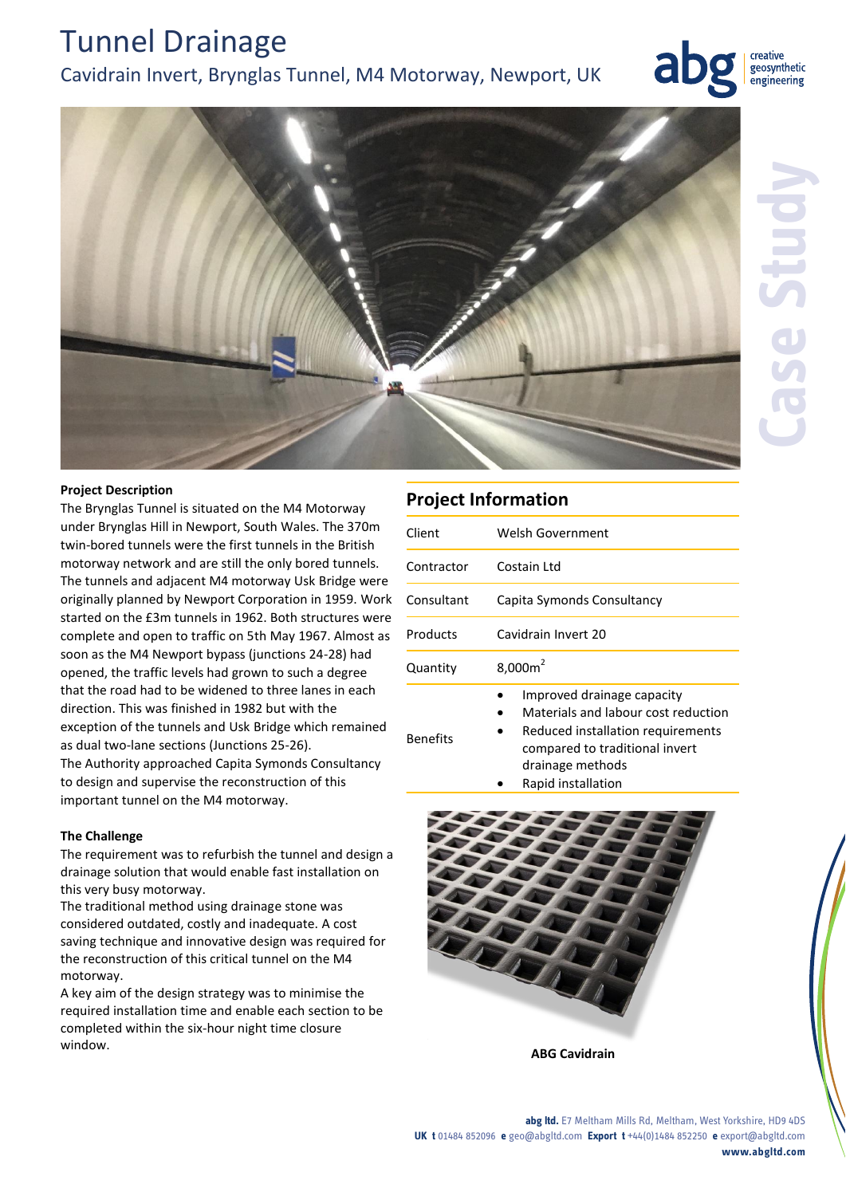# Tunnel Drainage

## Cavidrain Invert, Brynglas Tunnel, M4 Motorway, Newport, UK

Case Study

**Project Description**

The Brynglas Tunnel is situated on the M4 Motorway under Brynglas Hill in Newport, South Wales. The 370m twin-bored tunnels were the first tunnels in the British motorway network and are still the only bored tunnels. The tunnels and adjacent M4 motorway Usk Bridge were originally planned by Newport Corporation in 1959. Work started on the £3m tunnels in 1962. Both structures were complete and open to traffic on 5th May 1967. Almost as soon as the M4 Newport bypass (junctions 24-28) had opened, the traffic levels had grown to such a degree that the road had to be widened to three lanes in each direction. This was finished in 1982 but with the exception of the tunnels and Usk Bridge which remained as dual two-lane sections (Junctions 25-26).
The Authority approached Capita Symonds Consultancy to design and supervise the reconstruction of this important tunnel on the M4 motorway.

**The Challenge**

The requirement was to refurbish the tunnel and design a drainage solution that would enable fast installation on this very busy motorway.
The traditional method using drainage stone was considered outdated, costly and inadequate. A cost saving technique and innovative design was required for the reconstruction of this critical tunnel on the M4 motorway.
A key aim of the design strategy was to minimise the required installation time and enable each section to be completed within the six-hour night time closure window.

## Project Information

| | |
|---|---|
| Client | Welsh Government |
| Contractor | Costain Ltd |
| Consultant | Capita Symonds Consultancy |
| Products | Cavidrain Invert 20 |
| Quantity | 8,000m$^2$ |
| Benefits | • Improved drainage capacity<br>• Materials and labour cost reduction<br>• Reduced installation requirements compared to traditional invert drainage methods<br>• Rapid installation |

**ABG Cavidrain**

**abg ltd.** E7 Meltham Mills Rd, Meltham, West Yorkshire, HD9 4DS
**UK t** 01484 852096 **e** geo@abgltd.com **Export t** +44(0)1484 852250 **e** export@abgltd.com
**www.abgltd.com**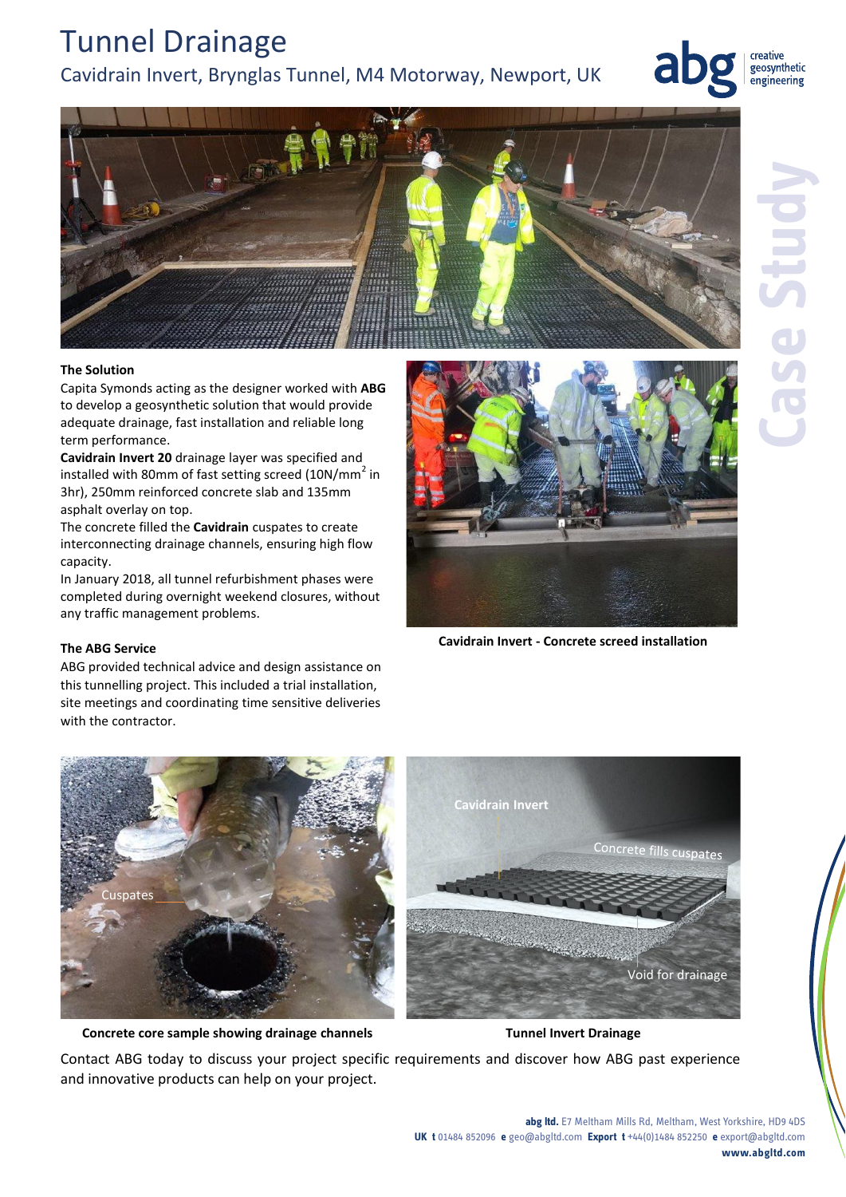# Tunnel Drainage

## Cavidrain Invert, Brynglas Tunnel, M4 Motorway, Newport, UK

### The Solution

Capita Symonds acting as the designer worked with **ABG** to develop a geosynthetic solution that would provide adequate drainage, fast installation and reliable long term performance.

**Cavidrain Invert 20** drainage layer was specified and installed with 80mm of fast setting screed (10N/mm$^2$ in 3hr), 250mm reinforced concrete slab and 135mm asphalt overlay on top.

The concrete filled the **Cavidrain** cuspates to create interconnecting drainage channels, ensuring high flow capacity.

In January 2018, all tunnel refurbishment phases were completed during overnight weekend closures, without any traffic management problems.

### The ABG Service

ABG provided technical advice and design assistance on this tunnelling project. This included a trial installation, site meetings and coordinating time sensitive deliveries with the contractor.

**Cavidrain Invert - Concrete screed installation**

Cuspates

**Concrete core sample showing drainage channels**

Cavidrain Invert

Concrete fills cuspates

Void for drainage

**Tunnel Invert Drainage**

Contact ABG today to discuss your project specific requirements and discover how ABG past experience and innovative products can help on your project.

**abg ltd.** E7 Meltham Mills Rd, Meltham, West Yorkshire, HD9 4DS
**UK t** 01484 852096 **e** geo@abgltd.com **Export t** +44(0)1484 852250 **e** export@abgltd.com
**www.abgltd.com**